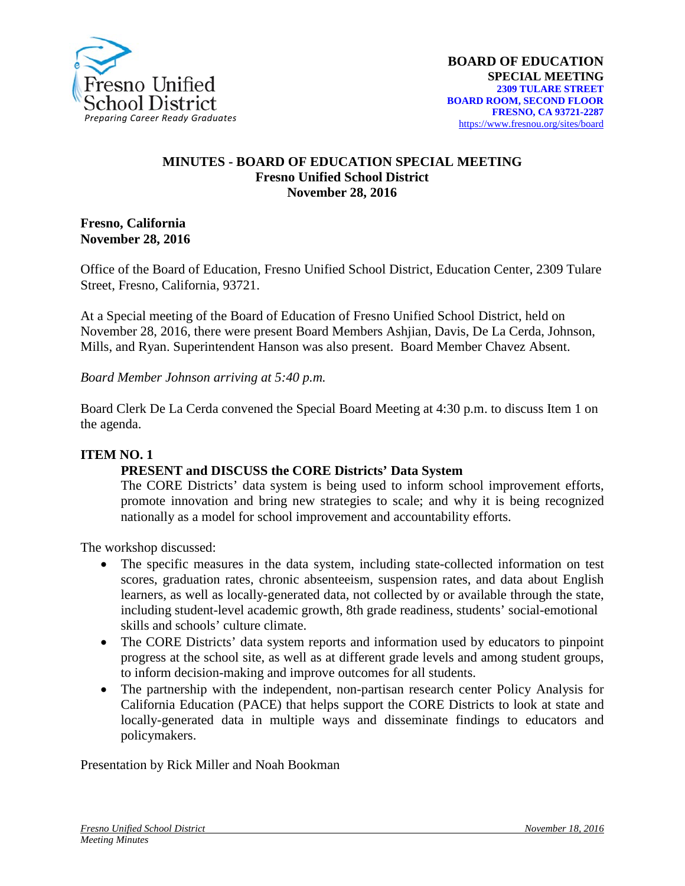Fresno Unified School District
*Preparing Career Ready Graduates*

**BOARD OF EDUCATION**
**SPECIAL MEETING**
**2309 TULARE STREET**
**BOARD ROOM, SECOND FLOOR**
**FRESNO, CA 93721-2287**
https://www.fresnou.org/sites/board

# MINUTES - BOARD OF EDUCATION SPECIAL MEETING
## Fresno Unified School District
## November 28, 2016

**Fresno, California**
**November 28, 2016**

Office of the Board of Education, Fresno Unified School District, Education Center, 2309 Tulare Street, Fresno, California, 93721.

At a Special meeting of the Board of Education of Fresno Unified School District, held on November 28, 2016, there were present Board Members Ashjian, Davis, De La Cerda, Johnson, Mills, and Ryan. Superintendent Hanson was also present. Board Member Chavez Absent.

*Board Member Johnson arriving at 5:40 p.m.*

Board Clerk De La Cerda convened the Special Board Meeting at 4:30 p.m. to discuss Item 1 on the agenda.

### ITEM NO. 1

**PRESENT and DISCUSS the CORE Districts' Data System**
The CORE Districts' data system is being used to inform school improvement efforts, promote innovation and bring new strategies to scale; and why it is being recognized nationally as a model for school improvement and accountability efforts.

The workshop discussed:

- The specific measures in the data system, including state-collected information on test scores, graduation rates, chronic absenteeism, suspension rates, and data about English learners, as well as locally-generated data, not collected by or available through the state, including student-level academic growth, 8th grade readiness, students' social-emotional skills and schools' culture climate.
- The CORE Districts' data system reports and information used by educators to pinpoint progress at the school site, as well as at different grade levels and among student groups, to inform decision-making and improve outcomes for all students.
- The partnership with the independent, non-partisan research center Policy Analysis for California Education (PACE) that helps support the CORE Districts to look at state and locally-generated data in multiple ways and disseminate findings to educators and policymakers.

Presentation by Rick Miller and Noah Bookman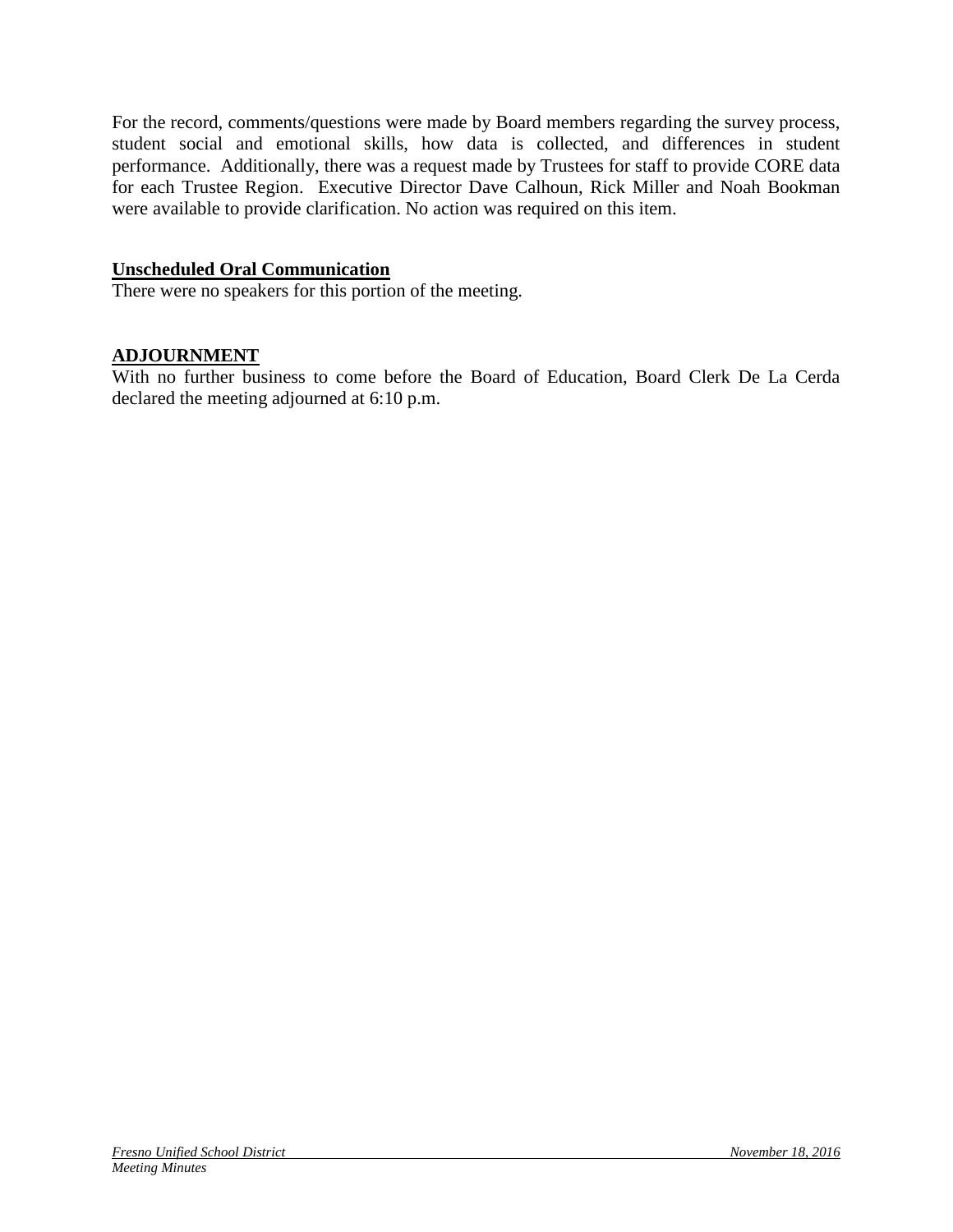For the record, comments/questions were made by Board members regarding the survey process, student social and emotional skills, how data is collected, and differences in student performance. Additionally, there was a request made by Trustees for staff to provide CORE data for each Trustee Region. Executive Director Dave Calhoun, Rick Miller and Noah Bookman were available to provide clarification. No action was required on this item.

**Unscheduled Oral Communication**

There were no speakers for this portion of the meeting.

**ADJOURNMENT**

With no further business to come before the Board of Education, Board Clerk De La Cerda declared the meeting adjourned at 6:10 p.m.